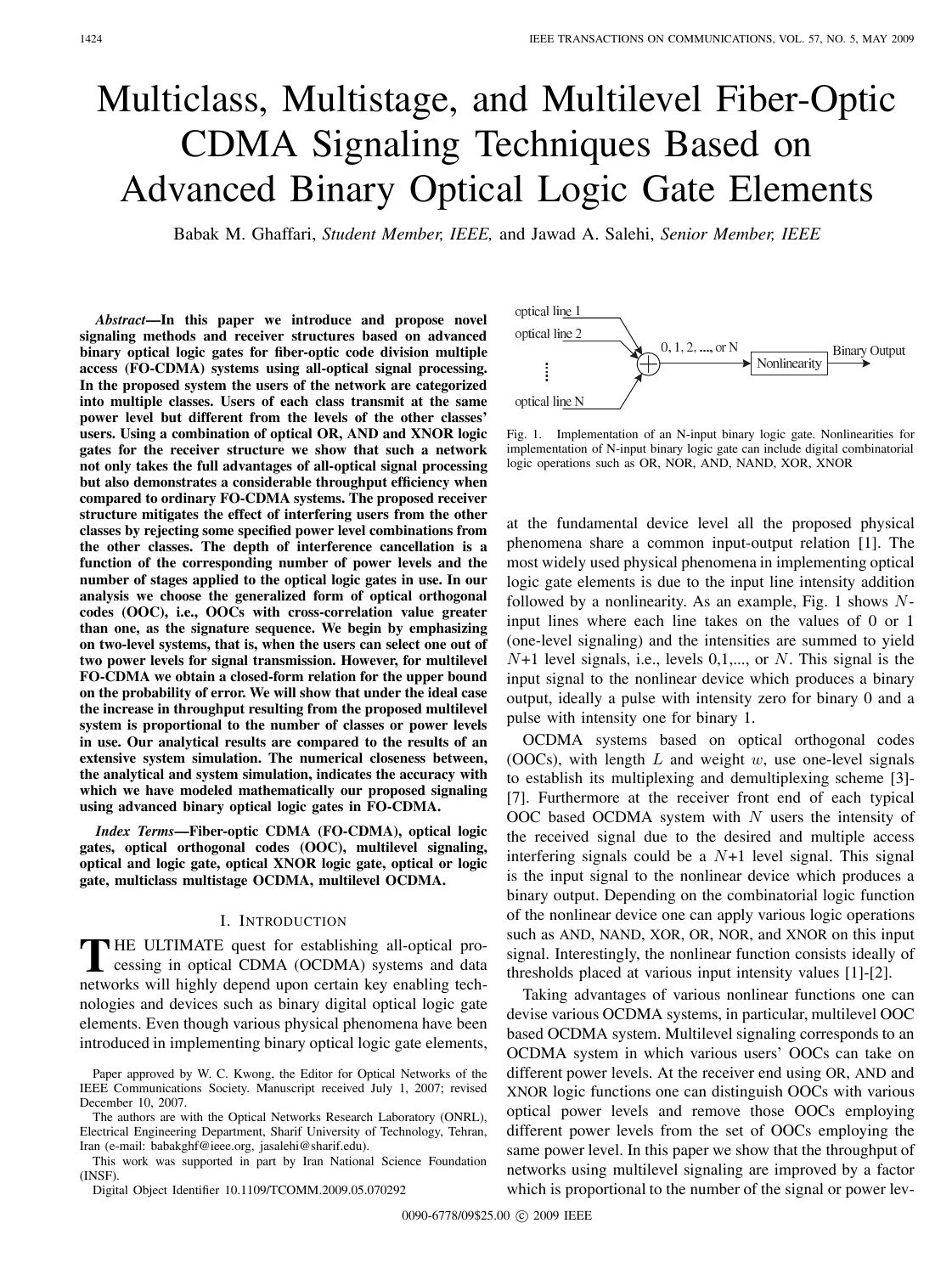# Multiclass, Multistage, and Multilevel Fiber-Optic CDMA Signaling Techniques Based on Advanced Binary Optical Logic Gate Elements

Babak M. Ghaffari, *Student Member, IEEE,* and Jawad A. Salehi, *Senior Member, IEEE*

***Abstract*—In this paper we introduce and propose novel signaling methods and receiver structures based on advanced binary optical logic gates for fiber-optic code division multiple access (FO-CDMA) systems using all-optical signal processing. In the proposed system the users of the network are categorized into multiple classes. Users of each class transmit at the same power level but different from the levels of the other classes' users. Using a combination of optical OR, AND and XNOR logic gates for the receiver structure we show that such a network not only takes the full advantages of all-optical signal processing but also demonstrates a considerable throughput efficiency when compared to ordinary FO-CDMA systems. The proposed receiver structure mitigates the effect of interfering users from the other classes by rejecting some specified power level combinations from the other classes. The depth of interference cancellation is a function of the corresponding number of power levels and the number of stages applied to the optical logic gates in use. In our analysis we choose the generalized form of optical orthogonal codes (OOC), i.e., OOCs with cross-correlation value greater than one, as the signature sequence. We begin by emphasizing on two-level systems, that is, when the users can select one out of two power levels for signal transmission. However, for multilevel FO-CDMA we obtain a closed-form relation for the upper bound on the probability of error. We will show that under the ideal case the increase in throughput resulting from the proposed multilevel system is proportional to the number of classes or power levels in use. Our analytical results are compared to the results of an extensive system simulation. The numerical closeness between, the analytical and system simulation, indicates the accuracy with which we have modeled mathematically our proposed signaling using advanced binary optical logic gates in FO-CDMA.**

***Index Terms*—Fiber-optic CDMA (FO-CDMA), optical logic gates, optical orthogonal codes (OOC), multilevel signaling, optical and logic gate, optical XNOR logic gate, optical or logic gate, multiclass multistage OCDMA, multilevel OCDMA.**

## I. Introduction

THE ULTIMATE quest for establishing all-optical processing in optical CDMA (OCDMA) systems and data networks will highly depend upon certain key enabling technologies and devices such as binary digital optical logic gate elements. Even though various physical phenomena have been introduced in implementing binary optical logic gate elements, at the fundamental device level all the proposed physical phenomena share a common input-output relation [1]. The most widely used physical phenomena in implementing optical logic gate elements is due to the input line intensity addition followed by a nonlinearity. As an example, Fig. 1 shows $N$-input lines where each line takes on the values of 0 or 1 (one-level signaling) and the intensities are summed to yield $N$+1 level signals, i.e., levels 0,1,..., or $N$. This signal is the input signal to the nonlinear device which produces a binary output, ideally a pulse with intensity zero for binary 0 and a pulse with intensity one for binary 1.

optical line 1
optical line 2
optical line N
0, 1, 2, ..., or N
Nonlinearity
Binary Output

Fig. 1. Implementation of an N-input binary logic gate. Nonlinearities for implementation of N-input binary logic gate can include digital combinatorial logic operations such as OR, NOR, AND, NAND, XOR, XNOR

OCDMA systems based on optical orthogonal codes (OOCs), with length $L$ and weight $w$, use one-level signals to establish its multiplexing and demultiplexing scheme [3]-[7]. Furthermore at the receiver front end of each typical OOC based OCDMA system with $N$ users the intensity of the received signal due to the desired and multiple access interfering signals could be a $N$+1 level signal. This signal is the input signal to the nonlinear device which produces a binary output. Depending on the combinatorial logic function of the nonlinear device one can apply various logic operations such as AND, NAND, XOR, OR, NOR, and XNOR on this input signal. Interestingly, the nonlinear function consists ideally of thresholds placed at various input intensity values [1]-[2].

Taking advantages of various nonlinear functions one can devise various OCDMA systems, in particular, multilevel OOC based OCDMA system. Multilevel signaling corresponds to an OCDMA system in which various users' OOCs can take on different power levels. At the receiver end using OR, AND and XNOR logic functions one can distinguish OOCs with various optical power levels and remove those OOCs employing different power levels from the set of OOCs employing the same power level. In this paper we show that the throughput of networks using multilevel signaling are improved by a factor which is proportional to the number of the signal or power lev-

Paper approved by W. C. Kwong, the Editor for Optical Networks of the IEEE Communications Society. Manuscript received July 1, 2007; revised December 10, 2007.

The authors are with the Optical Networks Research Laboratory (ONRL), Electrical Engineering Department, Sharif University of Technology, Tehran, Iran (e-mail: babakghf@ieee.org, jasalehi@sharif.edu).

This work was supported in part by Iran National Science Foundation (INSF).

Digital Object Identifier 10.1109/TCOMM.2009.05.070292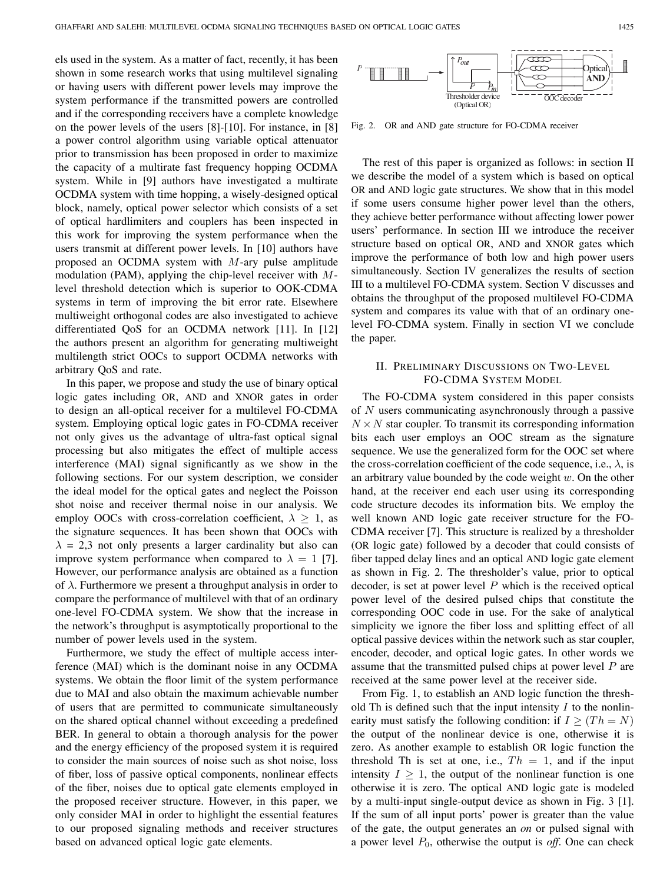els used in the system. As a matter of fact, recently, it has been shown in some research works that using multilevel signaling or having users with different power levels may improve the system performance if the transmitted powers are controlled and if the corresponding receivers have a complete knowledge on the power levels of the users [8]-[10]. For instance, in [8] a power control algorithm using variable optical attenuator prior to transmission has been proposed in order to maximize the capacity of a multirate fast frequency hopping OCDMA system. While in [9] authors have investigated a multirate OCDMA system with time hopping, a wisely-designed optical block, namely, optical power selector which consists of a set of optical hardlimiters and couplers has been inspected in this work for improving the system performance when the users transmit at different power levels. In [10] authors have proposed an OCDMA system with $M$-ary pulse amplitude modulation (PAM), applying the chip-level receiver with $M$-level threshold detection which is superior to OOK-CDMA systems in term of improving the bit error rate. Elsewhere multiweight orthogonal codes are also investigated to achieve differentiated QoS for an OCDMA network [11]. In [12] the authors present an algorithm for generating multiweight multilength strict OOCs to support OCDMA networks with arbitrary QoS and rate.

In this paper, we propose and study the use of binary optical logic gates including OR, AND and XNOR gates in order to design an all-optical receiver for a multilevel FO-CDMA system. Employing optical logic gates in FO-CDMA receiver not only gives us the advantage of ultra-fast optical signal processing but also mitigates the effect of multiple access interference (MAI) signal significantly as we show in the following sections. For our system description, we consider the ideal model for the optical gates and neglect the Poisson shot noise and receiver thermal noise in our analysis. We employ OOCs with cross-correlation coefficient, $\lambda \geq 1$, as the signature sequences. It has been shown that OOCs with $\lambda$ = 2,3 not only presents a larger cardinality but also can improve system performance when compared to $\lambda = 1$ [7]. However, our performance analysis are obtained as a function of $\lambda$. Furthermore we present a throughput analysis in order to compare the performance of multilevel with that of an ordinary one-level FO-CDMA system. We show that the increase in the network's throughput is asymptotically proportional to the number of power levels used in the system.

Furthermore, we study the effect of multiple access interference (MAI) which is the dominant noise in any OCDMA systems. We obtain the floor limit of the system performance due to MAI and also obtain the maximum achievable number of users that are permitted to communicate simultaneously on the shared optical channel without exceeding a predefined BER. In general to obtain a thorough analysis for the power and the energy efficiency of the proposed system it is required to consider the main sources of noise such as shot noise, loss of fiber, loss of passive optical components, nonlinear effects of the fiber, noises due to optical gate elements employed in the proposed receiver structure. However, in this paper, we only consider MAI in order to highlight the essential features to our proposed signaling methods and receiver structures based on advanced optical logic gate elements.

Fig. 2. OR and AND gate structure for FO-CDMA receiver

The rest of this paper is organized as follows: in section II we describe the model of a system which is based on optical OR and AND logic gate structures. We show that in this model if some users consume higher power level than the others, they achieve better performance without affecting lower power users' performance. In section III we introduce the receiver structure based on optical OR, AND and XNOR gates which improve the performance of both low and high power users simultaneously. Section IV generalizes the results of section III to a multilevel FO-CDMA system. Section V discusses and obtains the throughput of the proposed multilevel FO-CDMA system and compares its value with that of an ordinary one-level FO-CDMA system. Finally in section VI we conclude the paper.

## II. Preliminary Discussions on Two-Level FO-CDMA System Model

The FO-CDMA system considered in this paper consists of $N$ users communicating asynchronously through a passive $N \times N$ star coupler. To transmit its corresponding information bits each user employs an OOC stream as the signature sequence. We use the generalized form for the OOC set where the cross-correlation coefficient of the code sequence, i.e., $\lambda$, is an arbitrary value bounded by the code weight $w$. On the other hand, at the receiver end each user using its corresponding code structure decodes its information bits. We employ the well known AND logic gate receiver structure for the FO-CDMA receiver [7]. This structure is realized by a thresholder (OR logic gate) followed by a decoder that could consists of fiber tapped delay lines and an optical AND logic gate element as shown in Fig. 2. The thresholder's value, prior to optical decoder, is set at power level $P$ which is the received optical power level of the desired pulsed chips that constitute the corresponding OOC code in use. For the sake of analytical simplicity we ignore the fiber loss and splitting effect of all optical passive devices within the network such as star coupler, encoder, decoder, and optical logic gates. In other words we assume that the transmitted pulsed chips at power level $P$ are received at the same power level at the receiver side.

From Fig. 1, to establish an AND logic function the threshold Th is defined such that the input intensity $I$ to the nonlinearity must satisfy the following condition: if $I \geq (Th = N)$ the output of the nonlinear device is one, otherwise it is zero. As another example to establish OR logic function the threshold Th is set at one, i.e., $Th = 1$, and if the input intensity $I \geq 1$, the output of the nonlinear function is one otherwise it is zero. The optical AND logic gate is modeled by a multi-input single-output device as shown in Fig. 3 [1]. If the sum of all input ports' power is greater than the value of the gate, the output generates an *on* or pulsed signal with a power level $P_0$, otherwise the output is *off*. One can check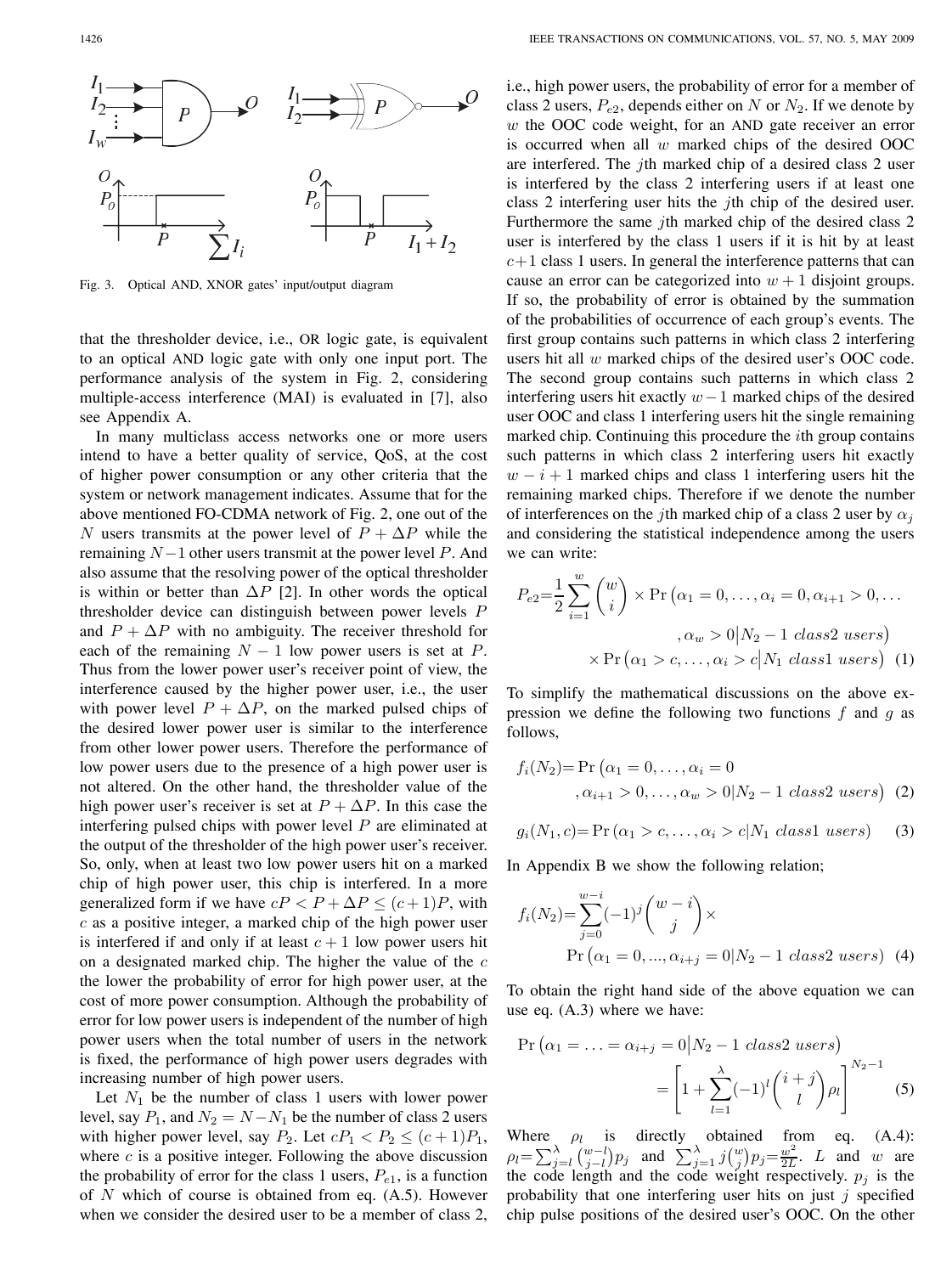Fig. 3. Optical AND, XNOR gates' input/output diagram

that the thresholder device, i.e., OR logic gate, is equivalent to an optical AND logic gate with only one input port. The performance analysis of the system in Fig. 2, considering multiple-access interference (MAI) is evaluated in [7], also see Appendix A.

In many multiclass access networks one or more users intend to have a better quality of service, QoS, at the cost of higher power consumption or any other criteria that the system or network management indicates. Assume that for the above mentioned FO-CDMA network of Fig. 2, one out of the $N$ users transmits at the power level of $P + \Delta P$ while the remaining $N-1$ other users transmit at the power level $P$. And also assume that the resolving power of the optical thresholder is within or better than $\Delta P$ [2]. In other words the optical thresholder device can distinguish between power levels $P$ and $P + \Delta P$ with no ambiguity. The receiver threshold for each of the remaining $N-1$ low power users is set at $P$. Thus from the lower power user's receiver point of view, the interference caused by the higher power user, i.e., the user with power level $P + \Delta P$, on the marked pulsed chips of the desired lower power user is similar to the interference from other lower power users. Therefore the performance of low power users due to the presence of a high power user is not altered. On the other hand, the thresholder value of the high power user's receiver is set at $P + \Delta P$. In this case the interfering pulsed chips with power level $P$ are eliminated at the output of the thresholder of the high power user's receiver. So, only, when at least two low power users hit on a marked chip of high power user, this chip is interfered. In a more generalized form if we have $cP < P + \Delta P \leq (c+1)P$, with $c$ as a positive integer, a marked chip of the high power user is interfered if and only if at least $c+1$ low power users hit on a designated marked chip. The higher the value of the $c$ the lower the probability of error for high power user, at the cost of more power consumption. Although the probability of error for low power users is independent of the number of high power users when the total number of users in the network is fixed, the performance of high power users degrades with increasing number of high power users.

Let $N_1$ be the number of class 1 users with lower power level, say $P_1$, and $N_2 = N - N_1$ be the number of class 2 users with higher power level, say $P_2$. Let $cP_1 < P_2 \leq (c+1)P_1$, where $c$ is a positive integer. Following the above discussion the probability of error for the class 1 users, $P_{e1}$, is a function of $N$ which of course is obtained from eq. (A.5). However when we consider the desired user to be a member of class 2, i.e., high power users, the probability of error for a member of class 2 users, $P_{e2}$, depends either on $N$ or $N_2$. If we denote by $w$ the OOC code weight, for an AND gate receiver an error is occurred when all $w$ marked chips of the desired OOC are interfered. The $j$th marked chip of a desired class 2 user is interfered by the class 2 interfering users if at least one class 2 interfering user hits the $j$th chip of the desired user. Furthermore the same $j$th marked chip of the desired class 2 user is interfered by the class 1 users if it is hit by at least $c+1$ class 1 users. In general the interference patterns that can cause an error can be categorized into $w+1$ disjoint groups. If so, the probability of error is obtained by the summation of the probabilities of occurrence of each group's events. The first group contains such patterns in which class 2 interfering users hit all $w$ marked chips of the desired user's OOC code. The second group contains such patterns in which class 2 interfering users hit exactly $w-1$ marked chips of the desired user OOC and class 1 interfering users hit the single remaining marked chip. Continuing this procedure the $i$th group contains such patterns in which class 2 interfering users hit exactly $w-i+1$ marked chips and class 1 interfering users hit the remaining marked chips. Therefore if we denote the number of interferences on the $j$th marked chip of a class 2 user by $\alpha_j$ and considering the statistical independence among the users we can write:

$$P_{e2} = \frac{1}{2} \sum_{i=1}^{w} \binom{w}{i} \times \Pr\left(\alpha_1 = 0, \ldots, \alpha_i = 0, \alpha_{i+1} > 0, \ldots, \alpha_w > 0 \middle| N_2 - 1 \ class2 \ users\right) \times \Pr\left(\alpha_1 > c, \ldots, \alpha_i > c \middle| N_1 \ class1 \ users\right) \quad (1)$$

To simplify the mathematical discussions on the above expression we define the following two functions $f$ and $g$ as follows,

$$f_i(N_2) = \Pr\left(\alpha_1 = 0, \ldots, \alpha_i = 0, \alpha_{i+1} > 0, \ldots, \alpha_w > 0 | N_2 - 1 \ class2 \ users\right) \quad (2)$$

$$g_i(N_1, c) = \Pr\left(\alpha_1 > c, \ldots, \alpha_i > c | N_1 \ class1 \ users\right) \quad (3)$$

In Appendix B we show the following relation;

$$f_i(N_2) = \sum_{j=0}^{w-i} (-1)^j \binom{w-i}{j} \times \Pr\left(\alpha_1 = 0, ..., \alpha_{i+j} = 0 | N_2 - 1 \ class2 \ users\right) \quad (4)$$

To obtain the right hand side of the above equation we can use eq. (A.3) where we have:

$$\Pr\left(\alpha_1 = \ldots = \alpha_{i+j} = 0 \middle| N_2 - 1 \ class2 \ users\right) = \left[1 + \sum_{l=1}^{\lambda} (-1)^l \binom{i+j}{l} \rho_l\right]^{N_2 - 1} \quad (5)$$

Where $\rho_l$ is directly obtained from eq. (A.4): $\rho_l = \sum_{j=l}^{\lambda} \binom{w-l}{j-l} p_j$ and $\sum_{j=1}^{\lambda} j \binom{w}{j} p_j = \frac{w^2}{2L}$. $L$ and $w$ are the code length and the code weight respectively. $p_j$ is the probability that one interfering user hits on just $j$ specified chip pulse positions of the desired user's OOC. On the other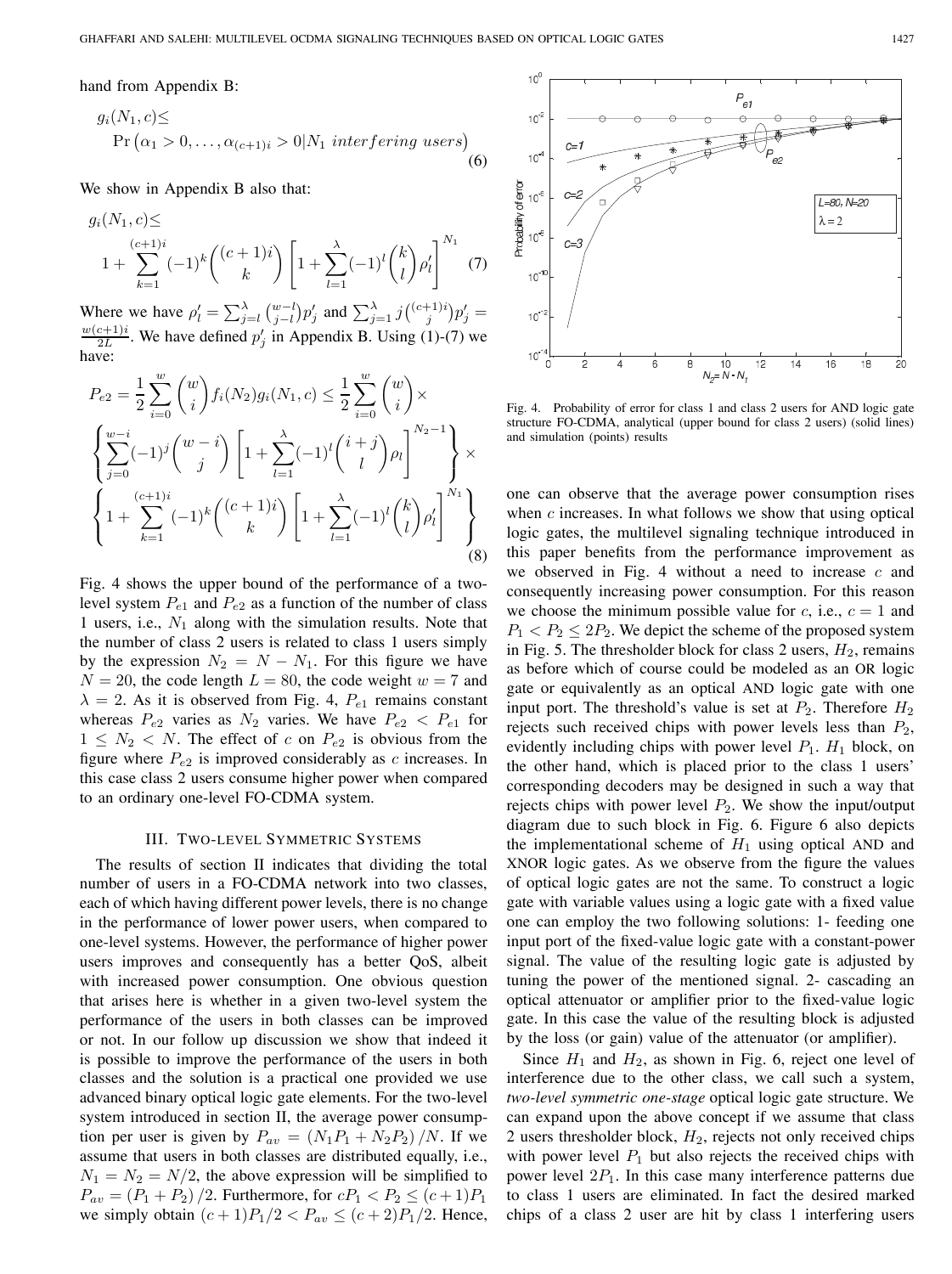hand from Appendix B:

$$g_i(N_1,c)\leq \Pr\left(\alpha_1>0,\ldots,\alpha_{(c+1)i}>0|N_1\ interfering\ users\right) \quad (6)$$

We show in Appendix B also that:

$$g_i(N_1,c)\leq 1+\sum_{k=1}^{(c+1)i}(-1)^k\binom{(c+1)i}{k}\left[1+\sum_{l=1}^{\lambda}(-1)^l\binom{k}{l}\rho_l'\right]^{N_1} \quad (7)$$

Where we have $\rho_l'=\sum_{j=l}^{\lambda}\binom{w-l}{j-l}p_j'$ and $\sum_{j=1}^{\lambda}j\binom{(c+1)i}{j}p_j'=\frac{w(c+1)i}{2L}$. We have defined $p_j'$ in Appendix B. Using (1)-(7) we have:

$$P_{e2}=\frac{1}{2}\sum_{i=0}^{w}\binom{w}{i}f_i(N_2)g_i(N_1,c)\leq\frac{1}{2}\sum_{i=0}^{w}\binom{w}{i}\times \left\{\sum_{j=0}^{w-i}(-1)^j\binom{w-i}{j}\left[1+\sum_{l=1}^{\lambda}(-1)^l\binom{i+j}{l}\rho_l\right]^{N_2-1}\right\}\times \left\{1+\sum_{k=1}^{(c+1)i}(-1)^k\binom{(c+1)i}{k}\left[1+\sum_{l=1}^{\lambda}(-1)^l\binom{k}{l}\rho_l'\right]^{N_1}\right\} \quad (8)$$

Fig. 4 shows the upper bound of the performance of a two-level system $P_{e1}$ and $P_{e2}$ as a function of the number of class 1 users, i.e., $N_1$ along with the simulation results. Note that the number of class 2 users is related to class 1 users simply by the expression $N_2 = N - N_1$. For this figure we have $N = 20$, the code length $L = 80$, the code weight $w = 7$ and $\lambda = 2$. As it is observed from Fig. 4, $P_{e1}$ remains constant whereas $P_{e2}$ varies as $N_2$ varies. We have $P_{e2} < P_{e1}$ for $1 \leq N_2 < N$. The effect of $c$ on $P_{e2}$ is obvious from the figure where $P_{e2}$ is improved considerably as $c$ increases. In this case class 2 users consume higher power when compared to an ordinary one-level FO-CDMA system.

Fig. 4. Probability of error for class 1 and class 2 users for AND logic gate structure FO-CDMA, analytical (upper bound for class 2 users) (solid lines) and simulation (points) results

## III. Two-Level Symmetric Systems

The results of section II indicates that dividing the total number of users in a FO-CDMA network into two classes, each of which having different power levels, there is no change in the performance of lower power users, when compared to one-level systems. However, the performance of higher power users improves and consequently has a better QoS, albeit with increased power consumption. One obvious question that arises here is whether in a given two-level system the performance of the users in both classes can be improved or not. In our follow up discussion we show that indeed it is possible to improve the performance of the users in both classes and the solution is a practical one provided we use advanced binary optical logic gate elements. For the two-level system introduced in section II, the average power consumption per user is given by $P_{av} = (N_1P_1 + N_2P_2)/N$. If we assume that users in both classes are distributed equally, i.e., $N_1 = N_2 = N/2$, the above expression will be simplified to $P_{av} = (P_1 + P_2)/2$. Furthermore, for $cP_1 < P_2 \leq (c+1)P_1$ we simply obtain $(c+1)P_1/2 < P_{av} \leq (c+2)P_1/2$. Hence, one can observe that the average power consumption rises when $c$ increases. In what follows we show that using optical logic gates, the multilevel signaling technique introduced in this paper benefits from the performance improvement as we observed in Fig. 4 without a need to increase $c$ and consequently increasing power consumption. For this reason we choose the minimum possible value for $c$, i.e., $c = 1$ and $P_1 < P_2 \leq 2P_2$. We depict the scheme of the proposed system in Fig. 5. The thresholder block for class 2 users, $H_2$, remains as before which of course could be modeled as an OR logic gate or equivalently as an optical AND logic gate with one input port. The threshold's value is set at $P_2$. Therefore $H_2$ rejects such received chips with power levels less than $P_2$, evidently including chips with power level $P_1$. $H_1$ block, on the other hand, which is placed prior to the class 1 users' corresponding decoders may be designed in such a way that rejects chips with power level $P_2$. We show the input/output diagram due to such block in Fig. 6. Figure 6 also depicts the implementational scheme of $H_1$ using optical AND and XNOR logic gates. As we observe from the figure the values of optical logic gates are not the same. To construct a logic gate with variable values using a logic gate with a fixed value one can employ the two following solutions: 1- feeding one input port of the fixed-value logic gate with a constant-power signal. The value of the resulting logic gate is adjusted by tuning the power of the mentioned signal. 2- cascading an optical attenuator or amplifier prior to the fixed-value logic gate. In this case the value of the resulting block is adjusted by the loss (or gain) value of the attenuator (or amplifier).

Since $H_1$ and $H_2$, as shown in Fig. 6, reject one level of interference due to the other class, we call such a system, *two-level symmetric one-stage* optical logic gate structure. We can expand upon the above concept if we assume that class 2 users thresholder block, $H_2$, rejects not only received chips with power level $P_1$ but also rejects the received chips with power level $2P_1$. In this case many interference patterns due to class 1 users are eliminated. In fact the desired marked chips of a class 2 user are hit by class 1 interfering users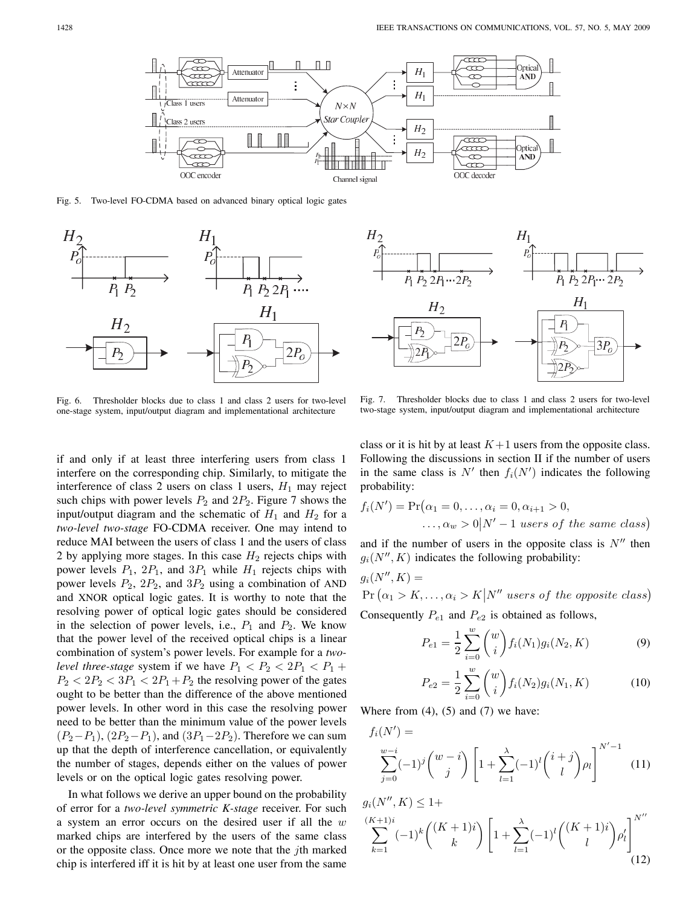Fig. 5. Two-level FO-CDMA based on advanced binary optical logic gates

Fig. 6. Thresholder blocks due to class 1 and class 2 users for two-level one-stage system, input/output diagram and implementational architecture

Fig. 7. Thresholder blocks due to class 1 and class 2 users for two-level two-stage system, input/output diagram and implementational architecture

if and only if at least three interfering users from class 1 interfere on the corresponding chip. Similarly, to mitigate the interference of class 2 users on class 1 users, $H_1$ may reject such chips with power levels $P_2$ and $2P_2$. Figure 7 shows the input/output diagram and the schematic of $H_1$ and $H_2$ for a *two-level two-stage* FO-CDMA receiver. One may intend to reduce MAI between the users of class 1 and the users of class 2 by applying more stages. In this case $H_2$ rejects chips with power levels $P_1$, $2P_1$, and $3P_1$ while $H_1$ rejects chips with power levels $P_2$, $2P_2$, and $3P_2$ using a combination of AND and XNOR optical logic gates. It is worthy to note that the resolving power of optical logic gates should be considered in the selection of power levels, i.e., $P_1$ and $P_2$. We know that the power level of the received optical chips is a linear combination of system's power levels. For example for a *two-level three-stage* system if we have $P_1 < P_2 < 2P_1 < P_1 + P_2 < 2P_2 < 3P_1 < 2P_1 + P_2$ the resolving power of the gates ought to be better than the difference of the above mentioned power levels. In other word in this case the resolving power need to be better than the minimum value of the power levels $(P_2 - P_1)$, $(2P_2 - P_1)$, and $(3P_1 - 2P_2)$. Therefore we can sum up that the depth of interference cancellation, or equivalently the number of stages, depends either on the values of power levels or on the optical logic gates resolving power.

In what follows we derive an upper bound on the probability of error for a *two-level symmetric K-stage* receiver. For such a system an error occurs on the desired user if all the $w$ marked chips are interfered by the users of the same class or the opposite class. Once more we note that the $j$th marked chip is interfered iff it is hit by at least one user from the same class or it is hit by at least $K+1$ users from the opposite class. Following the discussions in section II if the number of users in the same class is $N'$ then $f_i(N')$ indicates the following probability:

$$f_i(N') = \Pr\big(\alpha_1 = 0, \ldots, \alpha_i = 0, \alpha_{i+1} > 0, \ldots, \alpha_w > 0 \big| N' - 1 \text{ users of the same class}\big)$$

and if the number of users in the opposite class is $N''$ then $g_i(N'', K)$ indicates the following probability:

$$g_i(N'', K) = \Pr\big(\alpha_1 > K, \ldots, \alpha_i > K \big| N'' \text{ users of the opposite class}\big)$$

Consequently $P_{e1}$ and $P_{e2}$ is obtained as follows,

$$P_{e1} = \frac{1}{2} \sum_{i=0}^{w} \binom{w}{i} f_i(N_1) g_i(N_2, K) \tag{9}$$

$$P_{e2} = \frac{1}{2} \sum_{i=0}^{w} \binom{w}{i} f_i(N_2) g_i(N_1, K) \tag{10}$$

Where from (4), (5) and (7) we have:

$$f_i(N') = \sum_{j=0}^{w-i} (-1)^j \binom{w-i}{j} \left[1 + \sum_{l=1}^{\lambda} (-1)^l \binom{i+j}{l} \rho_l \right]^{N'-1} \tag{11}$$

$$g_i(N'', K) \leq 1 + \sum_{k=1}^{(K+1)i} (-1)^k \binom{(K+1)i}{k} \left[1 + \sum_{l=1}^{\lambda} (-1)^l \binom{(K+1)i}{l} \rho'_l \right]^{N''} \tag{12}$$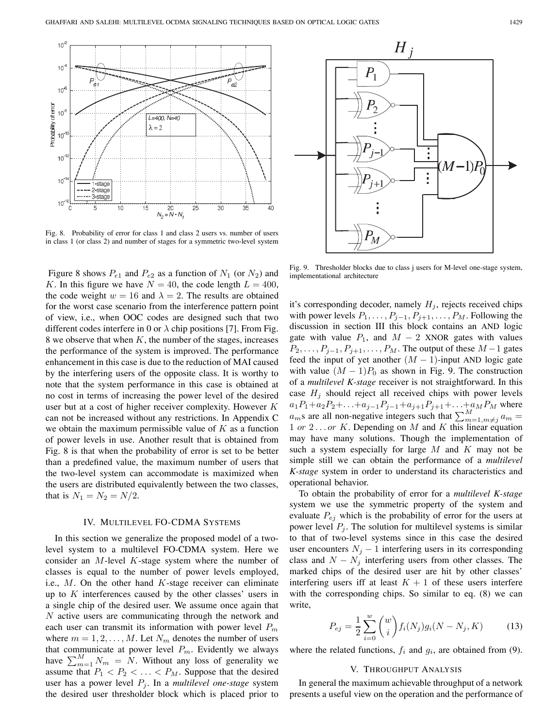Fig. 8. Probability of error for class 1 and class 2 users vs. number of users in class 1 (or class 2) and number of stages for a symmetric two-level system

Fig. 9. Thresholder blocks due to class j users for M-level one-stage system, implementational architecture

Figure 8 shows $P_{e1}$ and $P_{e2}$ as a function of $N_1$ (or $N_2$) and $K$. In this figure we have $N = 40$, the code length $L = 400$, the code weight $w = 16$ and $\lambda = 2$. The results are obtained for the worst case scenario from the interference pattern point of view, i.e., when OOC codes are designed such that two different codes interfere in 0 or $\lambda$ chip positions [7]. From Fig. 8 we observe that when $K$, the number of the stages, increases the performance of the system is improved. The performance enhancement in this case is due to the reduction of MAI caused by the interfering users of the opposite class. It is worthy to note that the system performance in this case is obtained at no cost in terms of increasing the power level of the desired user but at a cost of higher receiver complexity. However $K$ can not be increased without any restrictions. In Appendix C we obtain the maximum permissible value of $K$ as a function of power levels in use. Another result that is obtained from Fig. 8 is that when the probability of error is set to be better than a predefined value, the maximum number of users that the two-level system can accommodate is maximized when the users are distributed equivalently between the two classes, that is $N_1 = N_2 = N/2$.

## IV. Multilevel FO-CDMA Systems

In this section we generalize the proposed model of a two-level system to a multilevel FO-CDMA system. Here we consider an $M$-level $K$-stage system where the number of classes is equal to the number of power levels employed, i.e., $M$. On the other hand $K$-stage receiver can eliminate up to $K$ interferences caused by the other classes' users in a single chip of the desired user. We assume once again that $N$ active users are communicating through the network and each user can transmit its information with power level $P_m$ where $m = 1, 2, \ldots, M$. Let $N_m$ denotes the number of users that communicate at power level $P_m$. Evidently we always have $\sum_{m=1}^{M} N_m = N$. Without any loss of generality we assume that $P_1 < P_2 < \ldots < P_M$. Suppose that the desired user has a power level $P_j$. In a *multilevel one-stage* system the desired user thresholder block which is placed prior to it's corresponding decoder, namely $H_j$, rejects received chips with power levels $P_1, \ldots, P_{j-1}, P_{j+1}, \ldots, P_M$. Following the discussion in section III this block contains an AND logic gate with value $P_1$, and $M-2$ XNOR gates with values $P_2, \ldots, P_{j-1}, P_{j+1}, \ldots, P_M$. The output of these $M-1$ gates feed the input of yet another $(M-1)$-input AND logic gate with value $(M-1)P_0$ as shown in Fig. 9. The construction of a *multilevel K-stage* receiver is not straightforward. In this case $H_j$ should reject all received chips with power levels $a_1P_1 + a_2P_2 + \ldots + a_{j-1}P_{j-1} + a_{j+1}P_{j+1} + \ldots + a_MP_M$ where $a_m$s are all non-negative integers such that $\sum_{m=1, m\neq j}^{M} a_m = 1$ *or* $2 \ldots$ *or* $K$. Depending on $M$ and $K$ this linear equation may have many solutions. Though the implementation of such a system especially for large $M$ and $K$ may not be simple still we can obtain the performance of a *multilevel K-stage* system in order to understand its characteristics and operational behavior.

To obtain the probability of error for a *multilevel K-stage* system we use the symmetric property of the system and evaluate $P_{ej}$ which is the probability of error for the users at power level $P_j$. The solution for multilevel systems is similar to that of two-level systems since in this case the desired user encounters $N_j - 1$ interfering users in its corresponding class and $N - N_j$ interfering users from other classes. The marked chips of the desired user are hit by other classes' interfering users iff at least $K + 1$ of these users interfere with the corresponding chips. So similar to eq. (8) we can write,

$$P_{ej} = \frac{1}{2} \sum_{i=0}^{w} \binom{w}{i} f_i(N_j) g_i(N - N_j, K) \tag{13}$$

where the related functions, $f_i$ and $g_i$, are obtained from (9).

## V. Throughput Analysis

In general the maximum achievable throughput of a network presents a useful view on the operation and the performance of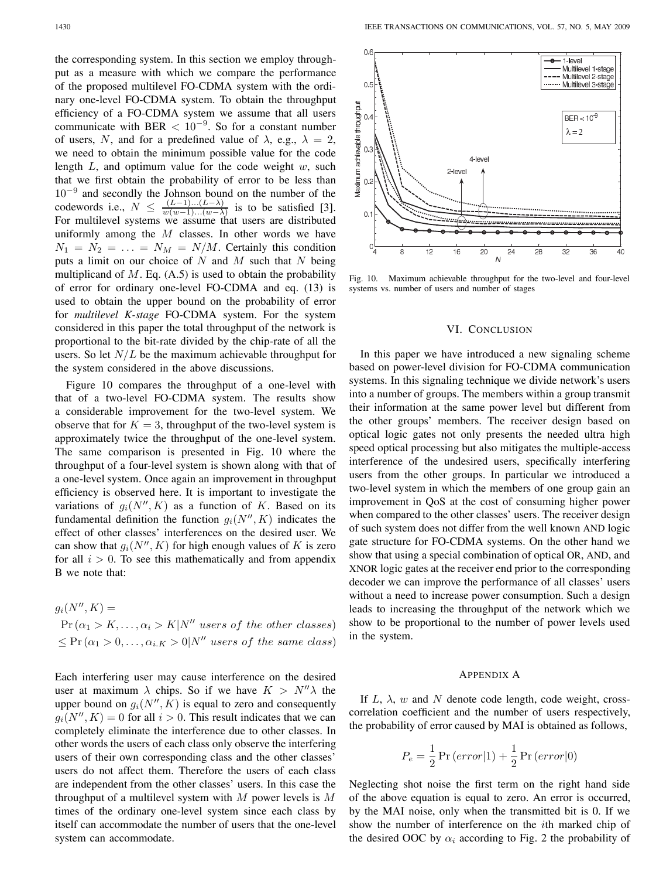the corresponding system. In this section we employ throughput as a measure with which we compare the performance of the proposed multilevel FO-CDMA system with the ordinary one-level FO-CDMA system. To obtain the throughput efficiency of a FO-CDMA system we assume that all users communicate with BER $< 10^{-9}$. So for a constant number of users, $N$, and for a predefined value of $\lambda$, e.g., $\lambda = 2$, we need to obtain the minimum possible value for the code length $L$, and optimum value for the code weight $w$, such that we first obtain the probability of error to be less than $10^{-9}$ and secondly the Johnson bound on the number of the codewords i.e., $N \leq \frac{(L-1)\ldots(L-\lambda)}{w(w-1)\ldots(w-\lambda)}$ is to be satisfied [3]. For multilevel systems we assume that users are distributed uniformly among the $M$ classes. In other words we have $N_1 = N_2 = \ldots = N_M = N/M$. Certainly this condition puts a limit on our choice of $N$ and $M$ such that $N$ being multiplicand of $M$. Eq. (A.5) is used to obtain the probability of error for ordinary one-level FO-CDMA and eq. (13) is used to obtain the upper bound on the probability of error for *multilevel K-stage* FO-CDMA system. For the system considered in this paper the total throughput of the network is proportional to the bit-rate divided by the chip-rate of all the users. So let $N/L$ be the maximum achievable throughput for the system considered in the above discussions.

Figure 10 compares the throughput of a one-level with that of a two-level FO-CDMA system. The results show a considerable improvement for the two-level system. We observe that for $K = 3$, throughput of the two-level system is approximately twice the throughput of the one-level system. The same comparison is presented in Fig. 10 where the throughput of a four-level system is shown along with that of a one-level system. Once again an improvement in throughput efficiency is observed here. It is important to investigate the variations of $g_i(N'', K)$ as a function of $K$. Based on its fundamental definition the function $g_i(N'', K)$ indicates the effect of other classes' interferences on the desired user. We can show that $g_i(N'', K)$ for high enough values of $K$ is zero for all $i > 0$. To see this mathematically and from appendix B we note that:

$$
\begin{aligned}
&g_i(N'', K) = \\
&\Pr(\alpha_1 > K, \ldots, \alpha_i > K | N'' \textit{ users of the other classes}) \\
&\leq \Pr(\alpha_1 > 0, \ldots, \alpha_{i.K} > 0 | N'' \textit{ users of the same class})
\end{aligned}
$$

Each interfering user may cause interference on the desired user at maximum $\lambda$ chips. So if we have $K > N''\lambda$ the upper bound on $g_i(N'', K)$ is equal to zero and consequently $g_i(N'', K) = 0$ for all $i > 0$. This result indicates that we can completely eliminate the interference due to other classes. In other words the users of each class only observe the interfering users of their own corresponding class and the other classes' users do not affect them. Therefore the users of each class are independent from the other classes' users. In this case the throughput of a multilevel system with $M$ power levels is $M$ times of the ordinary one-level system since each class by itself can accommodate the number of users that the one-level system can accommodate.

Maximum achievable throughput
N
1-level
Multilevel 1-stage
Multilevel 2-stage
Multilevel 3-stage
BER < $10^{-9}$
$\lambda = 2$
2-level
4-level

Fig. 10. Maximum achievable throughput for the two-level and four-level systems vs. number of users and number of stages

## VI. Conclusion

In this paper we have introduced a new signaling scheme based on power-level division for FO-CDMA communication systems. In this signaling technique we divide network's users into a number of groups. The members within a group transmit their information at the same power level but different from the other groups' members. The receiver design based on optical logic gates not only presents the needed ultra high speed optical processing but also mitigates the multiple-access interference of the undesired users, specifically interfering users from the other groups. In particular we introduced a two-level system in which the members of one group gain an improvement in QoS at the cost of consuming higher power when compared to the other classes' users. The receiver design of such system does not differ from the well known AND logic gate structure for FO-CDMA systems. On the other hand we show that using a special combination of optical OR, AND, and XNOR logic gates at the receiver end prior to the corresponding decoder we can improve the performance of all classes' users without a need to increase power consumption. Such a design leads to increasing the throughput of the network which we show to be proportional to the number of power levels used in the system.

## Appendix A

If $L$, $\lambda$, $w$ and $N$ denote code length, code weight, cross-correlation coefficient and the number of users respectively, the probability of error caused by MAI is obtained as follows,

$$
P_e = \frac{1}{2}\Pr(error|1) + \frac{1}{2}\Pr(error|0)
$$

Neglecting shot noise the first term on the right hand side of the above equation is equal to zero. An error is occurred, by the MAI noise, only when the transmitted bit is 0. If we show the number of interference on the $i$th marked chip of the desired OOC by $\alpha_i$ according to Fig. 2 the probability of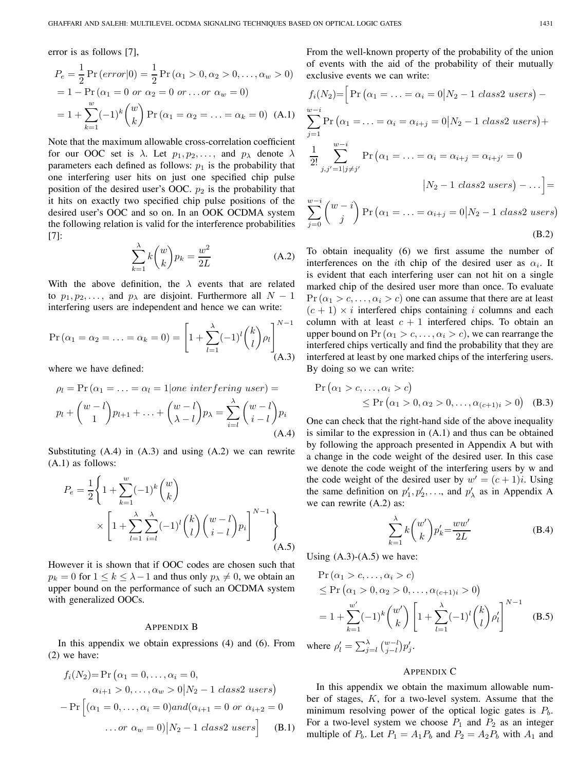error is as follows [7],

$$P_e = \frac{1}{2}\Pr(error|0) = \frac{1}{2}\Pr(\alpha_1 > 0, \alpha_2 > 0, \ldots, \alpha_w > 0)$$
$$= 1 - \Pr(\alpha_1 = 0 \ or \ \alpha_2 = 0 \ or \ldots or \ \alpha_w = 0)$$
$$= 1 + \sum_{k=1}^{w}(-1)^k \binom{w}{k} \Pr(\alpha_1 = \alpha_2 = \ldots = \alpha_k = 0) \quad \text{(A.1)}$$

Note that the maximum allowable cross-correlation coefficient for our OOC set is $\lambda$. Let $p_1, p_2, \ldots,$ and $p_\lambda$ denote $\lambda$ parameters each defined as follows: $p_1$ is the probability that one interfering user hits on just one specified chip pulse position of the desired user's OOC. $p_2$ is the probability that it hits on exactly two specified chip pulse positions of the desired user's OOC and so on. In an OOK OCDMA system the following relation is valid for the interference probabilities [7]:

$$\sum_{k=1}^{\lambda} k\binom{w}{k}p_k = \frac{w^2}{2L} \quad \text{(A.2)}$$

With the above definition, the $\lambda$ events that are related to $p_1, p_2, \ldots,$ and $p_\lambda$ are disjoint. Furthermore all $N-1$ interfering users are independent and hence we can write:

$$\Pr(\alpha_1 = \alpha_2 = \ldots = \alpha_k = 0) = \left[1 + \sum_{l=1}^{\lambda}(-1)^l \binom{k}{l}\rho_l\right]^{N-1} \quad \text{(A.3)}$$

where we have defined:

$$\rho_l = \Pr(\alpha_1 = \ldots = \alpha_l = 1 | one \ interfering \ user) =$$
$$p_l + \binom{w-l}{1}p_{l+1} + \ldots + \binom{w-l}{\lambda-l}p_\lambda = \sum_{i=l}^{\lambda}\binom{w-l}{i-l}p_i \quad \text{(A.4)}$$

Substituting (A.4) in (A.3) and using (A.2) we can rewrite (A.1) as follows:

$$P_e = \frac{1}{2}\left\{1 + \sum_{k=1}^{w}(-1)^k\binom{w}{k} \times \left[1 + \sum_{l=1}^{\lambda}\sum_{i=l}^{\lambda}(-1)^l\binom{k}{l}\binom{w-l}{i-l}p_i\right]^{N-1}\right\} \quad \text{(A.5)}$$

However it is shown that if OOC codes are chosen such that $p_k = 0$ for $1 \le k \le \lambda - 1$ and thus only $p_\lambda \ne 0$, we obtain an upper bound on the performance of such an OCDMA system with generalized OOCs.

## Appendix B

In this appendix we obtain expressions (4) and (6). From (2) we have:

$$f_i(N_2) = \Pr\big(\alpha_1 = 0, \ldots, \alpha_i = 0, \alpha_{i+1} > 0, \ldots, \alpha_w > 0 \big| N_2 - 1 \ class2 \ users\big)$$
$$- \Pr\Big[(\alpha_1 = 0, \ldots, \alpha_i = 0) and (\alpha_{i+1} = 0 \ or \ \alpha_{i+2} = 0 \ \ldots or \ \alpha_w = 0)\big| N_2 - 1 \ class2 \ users\Big] \quad \text{(B.1)}$$

From the well-known property of the probability of the union of events with the aid of the probability of their mutually exclusive events we can write:

$$f_i(N_2) = \Big[\Pr\big(\alpha_1 = \ldots = \alpha_i = 0 \big| N_2 - 1 \ class2 \ users\big) - \sum_{j=1}^{w-i}\Pr\big(\alpha_1 = \ldots = \alpha_i = \alpha_{i+j} = 0 \big| N_2 - 1 \ class2 \ users\big) + \frac{1}{2!}\sum_{j,j'=1|j\ne j'}^{w-i}\Pr\big(\alpha_1 = \ldots = \alpha_i = \alpha_{i+j} = \alpha_{i+j'} = 0 \big| N_2 - 1 \ class2 \ users\big) - \ldots\Big] =$$
$$\sum_{j=0}^{w-i}\binom{w-i}{j}\Pr\big(\alpha_1 = \ldots = \alpha_{i+j} = 0 \big| N_2 - 1 \ class2 \ users\big) \quad \text{(B.2)}$$

To obtain inequality (6) we first assume the number of interferences on the $i$th chip of the desired user as $\alpha_i$. It is evident that each interfering user can not hit on a single marked chip of the desired user more than once. To evaluate $\Pr(\alpha_1 > c, \ldots, \alpha_i > c)$ one can assume that there are at least $(c+1) \times i$ interfered chips containing $i$ columns and each column with at least $c+1$ interfered chips. To obtain an upper bound on $\Pr(\alpha_1 > c, \ldots, \alpha_i > c)$, we can rearrange the interfered chips vertically and find the probability that they are interfered at least by one marked chips of the interfering users. By doing so we can write:

$$\Pr\big(\alpha_1 > c, \ldots, \alpha_i > c\big) \le \Pr\big(\alpha_1 > 0, \alpha_2 > 0, \ldots, \alpha_{(c+1)i} > 0\big) \quad \text{(B.3)}$$

One can check that the right-hand side of the above inequality is similar to the expression in (A.1) and thus can be obtained by following the approach presented in Appendix A but with a change in the code weight of the desired user. In this case we denote the code weight of the interfering users by w and the code weight of the desired user by $w' = (c+1)i$. Using the same definition on $p'_1, p'_2, \ldots,$ and $p'_\lambda$ as in Appendix A we can rewrite (A.2) as:

$$\sum_{k=1}^{\lambda} k\binom{w'}{k}p'_k = \frac{ww'}{2L} \quad \text{(B.4)}$$

Using (A.3)-(A.5) we have:

$$\Pr(\alpha_1 > c, \ldots, \alpha_i > c)$$
$$\le \Pr\big(\alpha_1 > 0, \alpha_2 > 0, \ldots, \alpha_{(c+1)i} > 0\big)$$
$$= 1 + \sum_{k=1}^{w'}(-1)^k\binom{w'}{k}\left[1 + \sum_{l=1}^{\lambda}(-1)^l\binom{k}{l}\rho'_l\right]^{N-1} \quad \text{(B.5)}$$

where $\rho'_l = \sum_{j=l}^{\lambda}\binom{w-l}{j-l}p'_j$.

## Appendix C

In this appendix we obtain the maximum allowable number of stages, $K$, for a two-level system. Assume that the minimum resolving power of the optical logic gates is $P_b$. For a two-level system we choose $P_1$ and $P_2$ as an integer multiple of $P_b$. Let $P_1 = A_1 P_b$ and $P_2 = A_2 P_b$ with $A_1$ and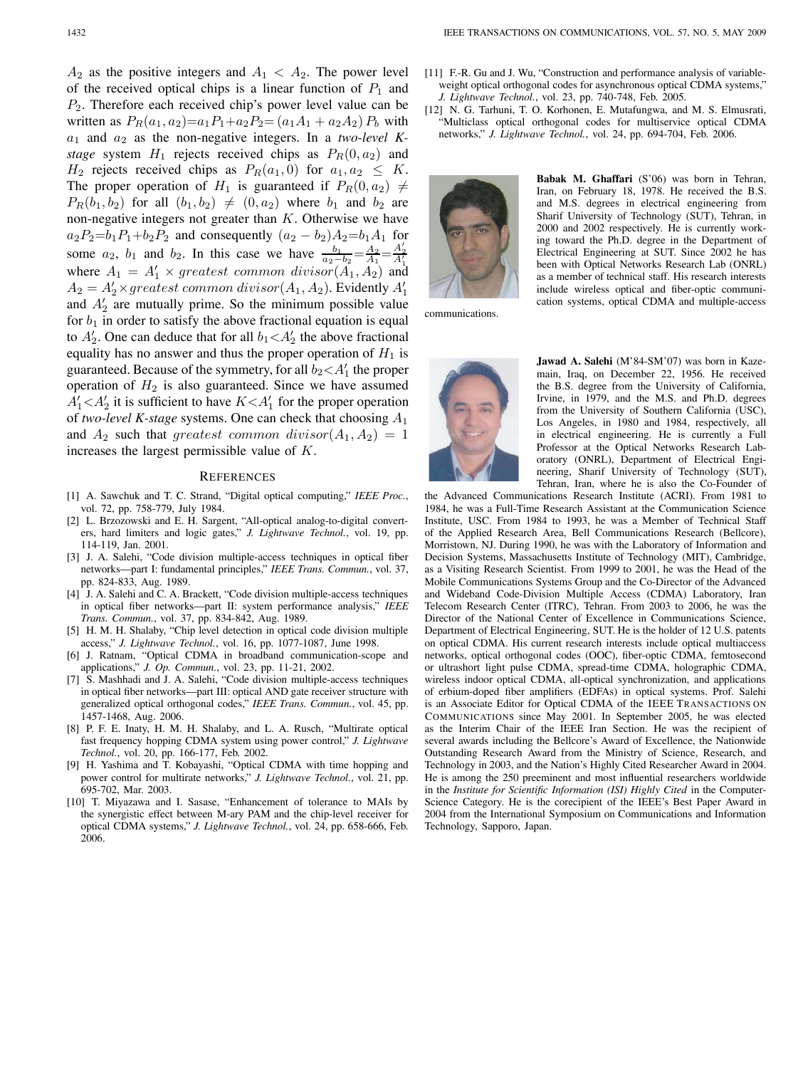$A_2$ as the positive integers and $A_1 < A_2$. The power level of the received optical chips is a linear function of $P_1$ and $P_2$. Therefore each received chip's power level value can be written as $P_R(a_1, a_2) = a_1 P_1 + a_2 P_2 = (a_1 A_1 + a_2 A_2) P_b$ with $a_1$ and $a_2$ as the non-negative integers. In a *two-level K-stage* system $H_1$ rejects received chips as $P_R(0, a_2)$ and $H_2$ rejects received chips as $P_R(a_1, 0)$ for $a_1, a_2 \le K$. The proper operation of $H_1$ is guaranteed if $P_R(0, a_2) \neq P_R(b_1, b_2)$ for all $(b_1, b_2) \neq (0, a_2)$ where $b_1$ and $b_2$ are non-negative integers not greater than $K$. Otherwise we have $a_2 P_2 = b_1 P_1 + b_2 P_2$ and consequently $(a_2 - b_2) A_2 = b_1 A_1$ for some $a_2$, $b_1$ and $b_2$. In this case we have $\frac{b_1}{a_2 - b_2} = \frac{A_2}{A_1} = \frac{A'_2}{A'_1}$ where $A_1 = A'_1 \times greatest\ common\ divisor(A_1, A_2)$ and $A_2 = A'_2 \times greatest\ common\ divisor(A_1, A_2)$. Evidently $A'_1$ and $A'_2$ are mutually prime. So the minimum possible value for $b_1$ in order to satisfy the above fractional equation is equal to $A'_2$. One can deduce that for all $b_1 < A'_2$ the above fractional equality has no answer and thus the proper operation of $H_1$ is guaranteed. Because of the symmetry, for all $b_2 < A'_1$ the proper operation of $H_2$ is also guaranteed. Since we have assumed $A'_1 < A'_2$ it is sufficient to have $K < A'_1$ for the proper operation of *two-level K-stage* systems. One can check that choosing $A_1$ and $A_2$ such that $greatest\ common\ divisor(A_1, A_2) = 1$ increases the largest permissible value of $K$.

## References

[1] A. Sawchuk and T. C. Strand, "Digital optical computing," *IEEE Proc.*, vol. 72, pp. 758-779, July 1984.

[2] L. Brzozowski and E. H. Sargent, "All-optical analog-to-digital converters, hard limiters and logic gates," *J. Lightwave Technol.*, vol. 19, pp. 114-119, Jan. 2001.

[3] J. A. Salehi, "Code division multiple-access techniques in optical fiber networks—part I: fundamental principles," *IEEE Trans. Commun.*, vol. 37, pp. 824-833, Aug. 1989.

[4] J. A. Salehi and C. A. Brackett, "Code division multiple-access techniques in optical fiber networks—part II: system performance analysis," *IEEE Trans. Commun.*, vol. 37, pp. 834-842, Aug. 1989.

[5] H. M. H. Shalaby, "Chip level detection in optical code division multiple access," *J. Lightwave Technol.*, vol. 16, pp. 1077-1087, June 1998.

[6] J. Ratnam, "Optical CDMA in broadband communication-scope and applications," *J. Op. Commun.*, vol. 23, pp. 11-21, 2002.

[7] S. Mashhadi and J. A. Salehi, "Code division multiple-access techniques in optical fiber networks—part III: optical AND gate receiver structure with generalized optical orthogonal codes," *IEEE Trans. Commun.*, vol. 45, pp. 1457-1468, Aug. 2006.

[8] P. F. E. Inaty, H. M. H. Shalaby, and L. A. Rusch, "Multirate optical fast frequency hopping CDMA system using power control," *J. Lightwave Technol.*, vol. 20, pp. 166-177, Feb. 2002.

[9] H. Yashima and T. Kobayashi, "Optical CDMA with time hopping and power control for multirate networks," *J. Lightwave Technol.*, vol. 21, pp. 695-702, Mar. 2003.

[10] T. Miyazawa and I. Sasase, "Enhancement of tolerance to MAIs by the synergistic effect between M-ary PAM and the chip-level receiver for optical CDMA systems," *J. Lightwave Technol.*, vol. 24, pp. 658-666, Feb. 2006.

[11] F.-R. Gu and J. Wu, "Construction and performance analysis of variable-weight optical orthogonal codes for asynchronous optical CDMA systems," *J. Lightwave Technol.*, vol. 23, pp. 740-748, Feb. 2005.

[12] N. G. Tarhuni, T. O. Korhonen, E. Mutafungwa, and M. S. Elmusrati, "Multiclass optical orthogonal codes for multiservice optical CDMA networks," *J. Lightwave Technol.*, vol. 24, pp. 694-704, Feb. 2006.

**Babak M. Ghaffari** (S'06) was born in Tehran, Iran, on February 18, 1978. He received the B.S. and M.S. degrees in electrical engineering from Sharif University of Technology (SUT), Tehran, in 2000 and 2002 respectively. He is currently working toward the Ph.D. degree in the Department of Electrical Engineering at SUT. Since 2002 he has been with Optical Networks Research Lab (ONRL) as a member of technical staff. His research interests include wireless optical and fiber-optic communication systems, optical CDMA and multiple-access communications.

**Jawad A. Salehi** (M'84-SM'07) was born in Kazemain, Iraq, on December 22, 1956. He received the B.S. degree from the University of California, Irvine, in 1979, and the M.S. and Ph.D. degrees from the University of Southern California (USC), Los Angeles, in 1980 and 1984, respectively, all in electrical engineering. He is currently a Full Professor at the Optical Networks Research Laboratory (ONRL), Department of Electrical Engineering, Sharif University of Technology (SUT), Tehran, Iran, where he is also the Co-Founder of the Advanced Communications Research Institute (ACRI). From 1981 to 1984, he was a Full-Time Research Assistant at the Communication Science Institute, USC. From 1984 to 1993, he was a Member of Technical Staff of the Applied Research Area, Bell Communications Research (Bellcore), Morristown, NJ. During 1990, he was with the Laboratory of Information and Decision Systems, Massachusetts Institute of Technology (MIT), Cambridge, as a Visiting Research Scientist. From 1999 to 2001, he was the Head of the Mobile Communications Systems Group and the Co-Director of the Advanced and Wideband Code-Division Multiple Access (CDMA) Laboratory, Iran Telecom Research Center (ITRC), Tehran. From 2003 to 2006, he was the Director of the National Center of Excellence in Communications Science, Department of Electrical Engineering, SUT. He is the holder of 12 U.S. patents on optical CDMA. His current research interests include optical multiaccess networks, optical orthogonal codes (OOC), fiber-optic CDMA, femtosecond or ultrashort light pulse CDMA, spread-time CDMA, holographic CDMA, wireless indoor optical CDMA, all-optical synchronization, and applications of erbium-doped fiber amplifiers (EDFAs) in optical systems. Prof. Salehi is an Associate Editor for Optical CDMA of the IEEE TRANSACTIONS ON COMMUNICATIONS since May 2001. In September 2005, he was elected as the Interim Chair of the IEEE Iran Section. He was the recipient of several awards including the Bellcore's Award of Excellence, the Nationwide Outstanding Research Award from the Ministry of Science, Research, and Technology in 2003, and the Nation's Highly Cited Researcher Award in 2004. He is among the 250 preeminent and most influential researchers worldwide in the *Institute for Scientific Information (ISI) Highly Cited* in the Computer-Science Category. He is the corecipient of the IEEE's Best Paper Award in 2004 from the International Symposium on Communications and Information Technology, Sapporo, Japan.